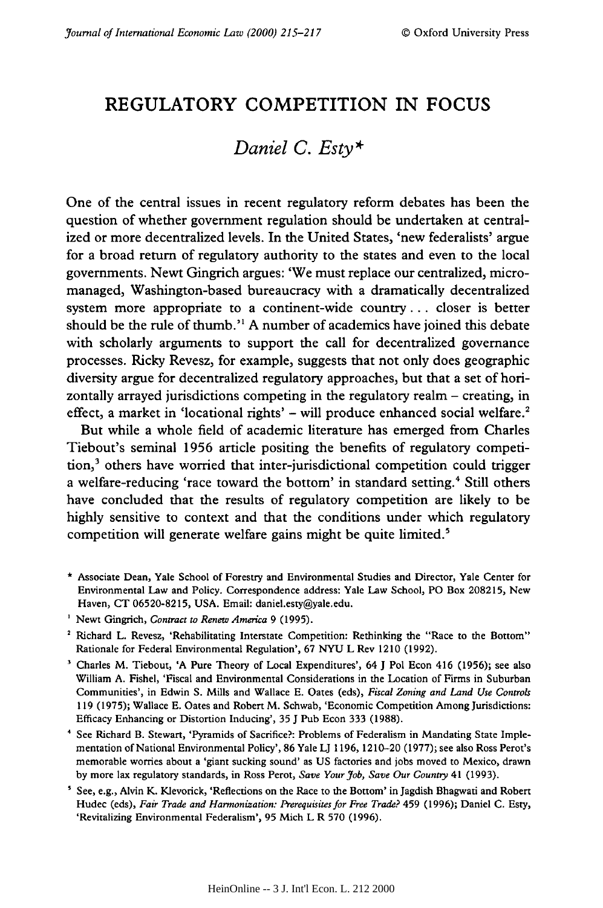# REGULATORY COMPETITION IN FOCUS

## *Daniel C. Esty\**

One of the central issues in recent regulatory reform debates has been the question of whether government regulation should be undertaken at centralized or more decentralized levels. In the United States, 'new federalists' argue for a broad return of regulatory authority to the states and even to the local governments. Newt Gingrich argues: 'We must replace our centralized, micromanaged, Washington-based bureaucracy with a dramatically decentralized system more appropriate to a continent-wide country . . . closer is better should be the rule of thumb.'[1] A number of academics have joined this debate with scholarly arguments to support the call for decentralized governance processes. Ricky Revesz, for example, suggests that not only does geographic diversity argue for decentralized regulatory approaches, but that a set of horizontally arrayed jurisdictions competing in the regulatory realm – creating, in effect, a market in 'locational rights' – will produce enhanced social welfare.[2]

But while a whole field of academic literature has emerged from Charles Tiebout's seminal 1956 article positing the benefits of regulatory competition,[3] others have worried that inter-jurisdictional competition could trigger a welfare-reducing 'race toward the bottom' in standard setting.[4] Still others have concluded that the results of regulatory competition are likely to be highly sensitive to context and that the conditions under which regulatory competition will generate welfare gains might be quite limited.[5]

---

\* Associate Dean, Yale School of Forestry and Environmental Studies and Director, Yale Center for Environmental Law and Policy. Correspondence address: Yale Law School, PO Box 208215, New Haven, CT 06520-8215, USA. Email: daniel.esty@yale.edu.

[1] Newt Gingrich, *Contract to Renew America* 9 (1995).

[2] Richard L. Revesz, 'Rehabilitating Interstate Competition: Rethinking the "Race to the Bottom" Rationale for Federal Environmental Regulation', 67 NYU L Rev 1210 (1992).

[3] Charles M. Tiebout, 'A Pure Theory of Local Expenditures', 64 J Pol Econ 416 (1956); see also William A. Fishel, 'Fiscal and Environmental Considerations in the Location of Firms in Suburban Communities', in Edwin S. Mills and Wallace E. Oates (eds), *Fiscal Zoning and Land Use Controls* 119 (1975); Wallace E. Oates and Robert M. Schwab, 'Economic Competition Among Jurisdictions: Efficacy Enhancing or Distortion Inducing', 35 J Pub Econ 333 (1988).

[4] See Richard B. Stewart, 'Pyramids of Sacrifice?: Problems of Federalism in Mandating State Implementation of National Environmental Policy', 86 Yale LJ 1196, 1210–20 (1977); see also Ross Perot's memorable worries about a 'giant sucking sound' as US factories and jobs moved to Mexico, drawn by more lax regulatory standards, in Ross Perot, *Save Your Job, Save Our Country* 41 (1993).

[5] See, e.g., Alvin K. Klevorick, 'Reflections on the Race to the Bottom' in Jagdish Bhagwati and Robert Hudec (eds), *Fair Trade and Harmonization: Prerequisites for Free Trade?* 459 (1996); Daniel C. Esty, 'Revitalizing Environmental Federalism', 95 Mich L R 570 (1996).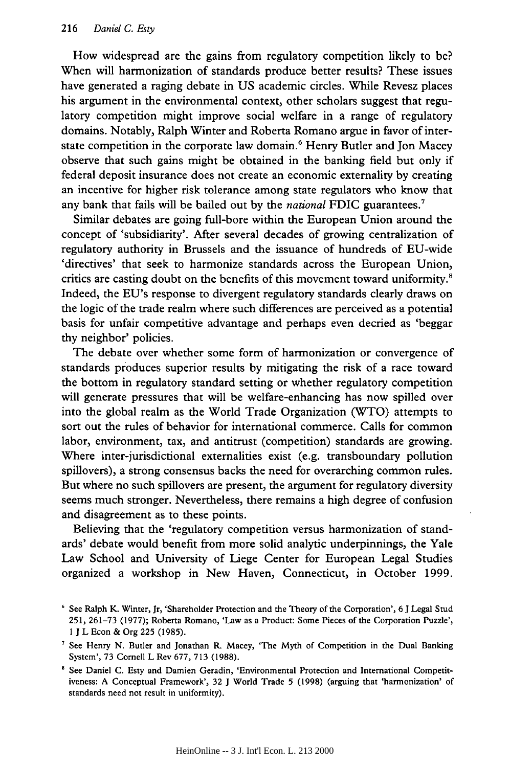How widespread are the gains from regulatory competition likely to be? When will harmonization of standards produce better results? These issues have generated a raging debate in US academic circles. While Revesz places his argument in the environmental context, other scholars suggest that regulatory competition might improve social welfare in a range of regulatory domains. Notably, Ralph Winter and Roberta Romano argue in favor of interstate competition in the corporate law domain.[6] Henry Butler and Jon Macey observe that such gains might be obtained in the banking field but only if federal deposit insurance does not create an economic externality by creating an incentive for higher risk tolerance among state regulators who know that any bank that fails will be bailed out by the *national* FDIC guarantees.[7]

Similar debates are going full-bore within the European Union around the concept of 'subsidiarity'. After several decades of growing centralization of regulatory authority in Brussels and the issuance of hundreds of EU-wide 'directives' that seek to harmonize standards across the European Union, critics are casting doubt on the benefits of this movement toward uniformity.[8] Indeed, the EU's response to divergent regulatory standards clearly draws on the logic of the trade realm where such differences are perceived as a potential basis for unfair competitive advantage and perhaps even decried as 'beggar thy neighbor' policies.

The debate over whether some form of harmonization or convergence of standards produces superior results by mitigating the risk of a race toward the bottom in regulatory standard setting or whether regulatory competition will generate pressures that will be welfare-enhancing has now spilled over into the global realm as the World Trade Organization (WTO) attempts to sort out the rules of behavior for international commerce. Calls for common labor, environment, tax, and antitrust (competition) standards are growing. Where inter-jurisdictional externalities exist (e.g. transboundary pollution spillovers), a strong consensus backs the need for overarching common rules. But where no such spillovers are present, the argument for regulatory diversity seems much stronger. Nevertheless, there remains a high degree of confusion and disagreement as to these points.

Believing that the 'regulatory competition versus harmonization of standards' debate would benefit from more solid analytic underpinnings, the Yale Law School and University of Liege Center for European Legal Studies organized a workshop in New Haven, Connecticut, in October 1999.

[6] See Ralph K. Winter, Jr, 'Shareholder Protection and the Theory of the Corporation', 6 J Legal Stud 251, 261–73 (1977); Roberta Romano, 'Law as a Product: Some Pieces of the Corporation Puzzle', 1 J L Econ & Org 225 (1985).

[7] See Henry N. Butler and Jonathan R. Macey, 'The Myth of Competition in the Dual Banking System', 73 Cornell L Rev 677, 713 (1988).

[8] See Daniel C. Esty and Damien Geradin, 'Environmental Protection and International Competitiveness: A Conceptual Framework', 32 J World Trade 5 (1998) (arguing that 'harmonization' of standards need not result in uniformity).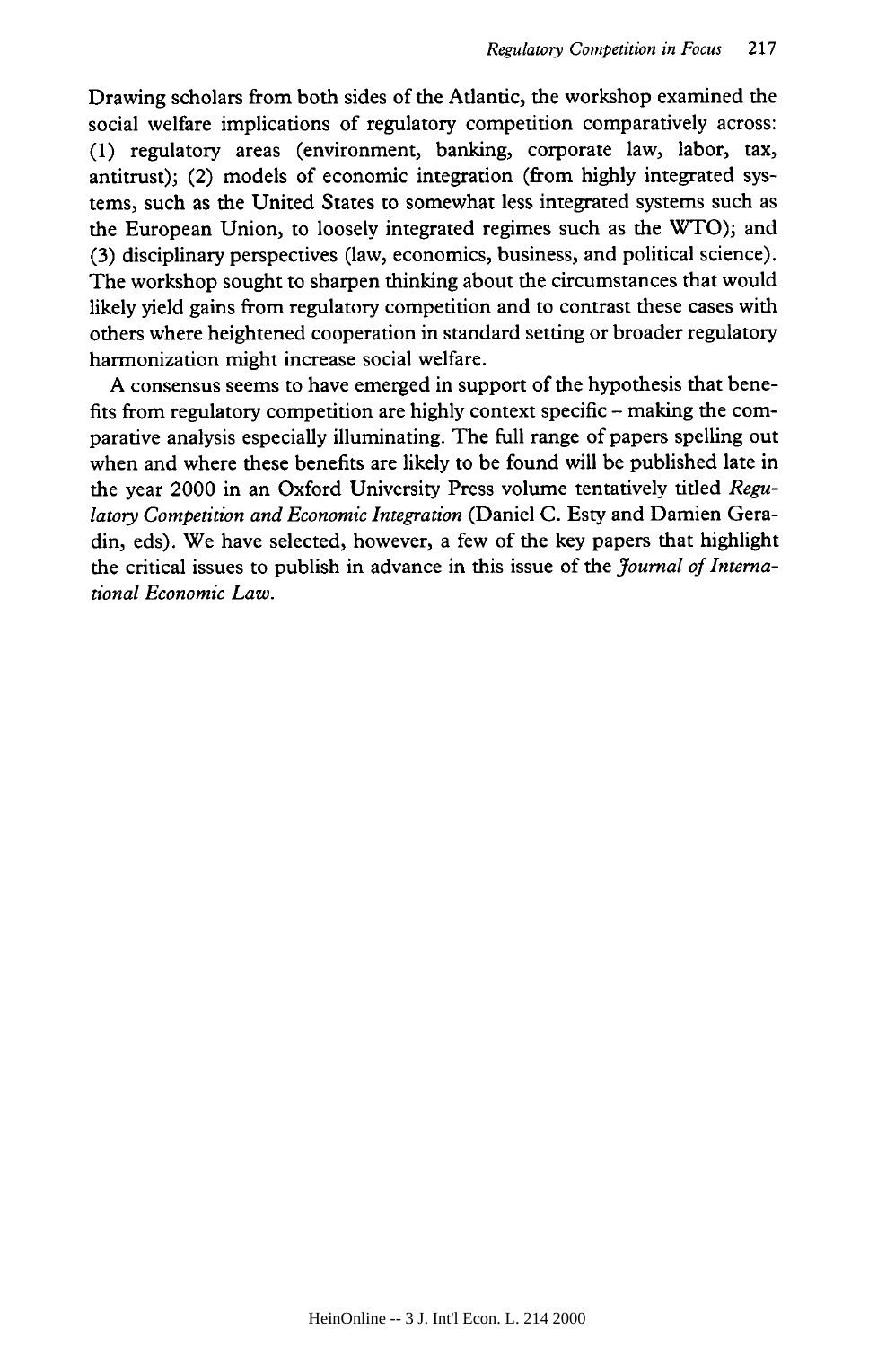Drawing scholars from both sides of the Atlantic, the workshop examined the social welfare implications of regulatory competition comparatively across: (1) regulatory areas (environment, banking, corporate law, labor, tax, antitrust); (2) models of economic integration (from highly integrated systems, such as the United States to somewhat less integrated systems such as the European Union, to loosely integrated regimes such as the WTO); and (3) disciplinary perspectives (law, economics, business, and political science). The workshop sought to sharpen thinking about the circumstances that would likely yield gains from regulatory competition and to contrast these cases with others where heightened cooperation in standard setting or broader regulatory harmonization might increase social welfare.

A consensus seems to have emerged in support of the hypothesis that benefits from regulatory competition are highly context specific – making the comparative analysis especially illuminating. The full range of papers spelling out when and where these benefits are likely to be found will be published late in the year 2000 in an Oxford University Press volume tentatively titled *Regulatory Competition and Economic Integration* (Daniel C. Esty and Damien Geradin, eds). We have selected, however, a few of the key papers that highlight the critical issues to publish in advance in this issue of the *Journal of International Economic Law*.